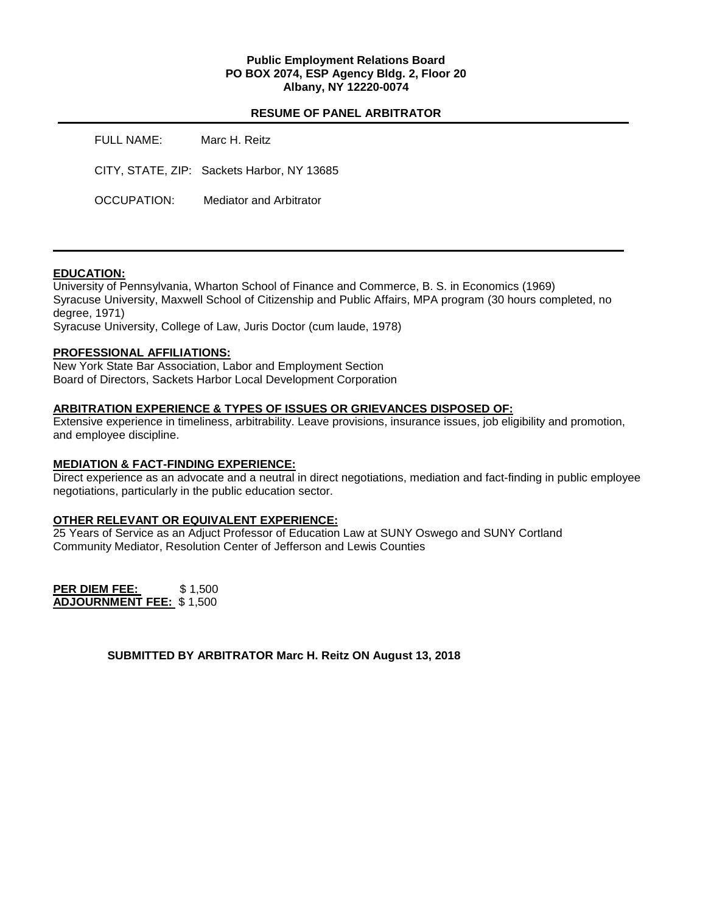**Public Employment Relations Board**
**PO BOX 2074, ESP Agency Bldg. 2, Floor 20**
**Albany, NY 12220-0074**

## RESUME OF PANEL ARBITRATOR

FULL NAME: Marc H. Reitz

CITY, STATE, ZIP: Sackets Harbor, NY 13685

OCCUPATION: Mediator and Arbitrator

---

### EDUCATION:

University of Pennsylvania, Wharton School of Finance and Commerce, B. S. in Economics (1969)
Syracuse University, Maxwell School of Citizenship and Public Affairs, MPA program (30 hours completed, no degree, 1971)
Syracuse University, College of Law, Juris Doctor (cum laude, 1978)

### PROFESSIONAL AFFILIATIONS:

New York State Bar Association, Labor and Employment Section
Board of Directors, Sackets Harbor Local Development Corporation

### ARBITRATION EXPERIENCE & TYPES OF ISSUES OR GRIEVANCES DISPOSED OF:

Extensive experience in timeliness, arbitrability. Leave provisions, insurance issues, job eligibility and promotion, and employee discipline.

### MEDIATION & FACT-FINDING EXPERIENCE:

Direct experience as an advocate and a neutral in direct negotiations, mediation and fact-finding in public employee negotiations, particularly in the public education sector.

### OTHER RELEVANT OR EQUIVALENT EXPERIENCE:

25 Years of Service as an Adjuct Professor of Education Law at SUNY Oswego and SUNY Cortland
Community Mediator, Resolution Center of Jefferson and Lewis Counties

**PER DIEM FEE:** $ 1,500
**ADJOURNMENT FEE:** $ 1,500

**SUBMITTED BY ARBITRATOR Marc H. Reitz ON August 13, 2018**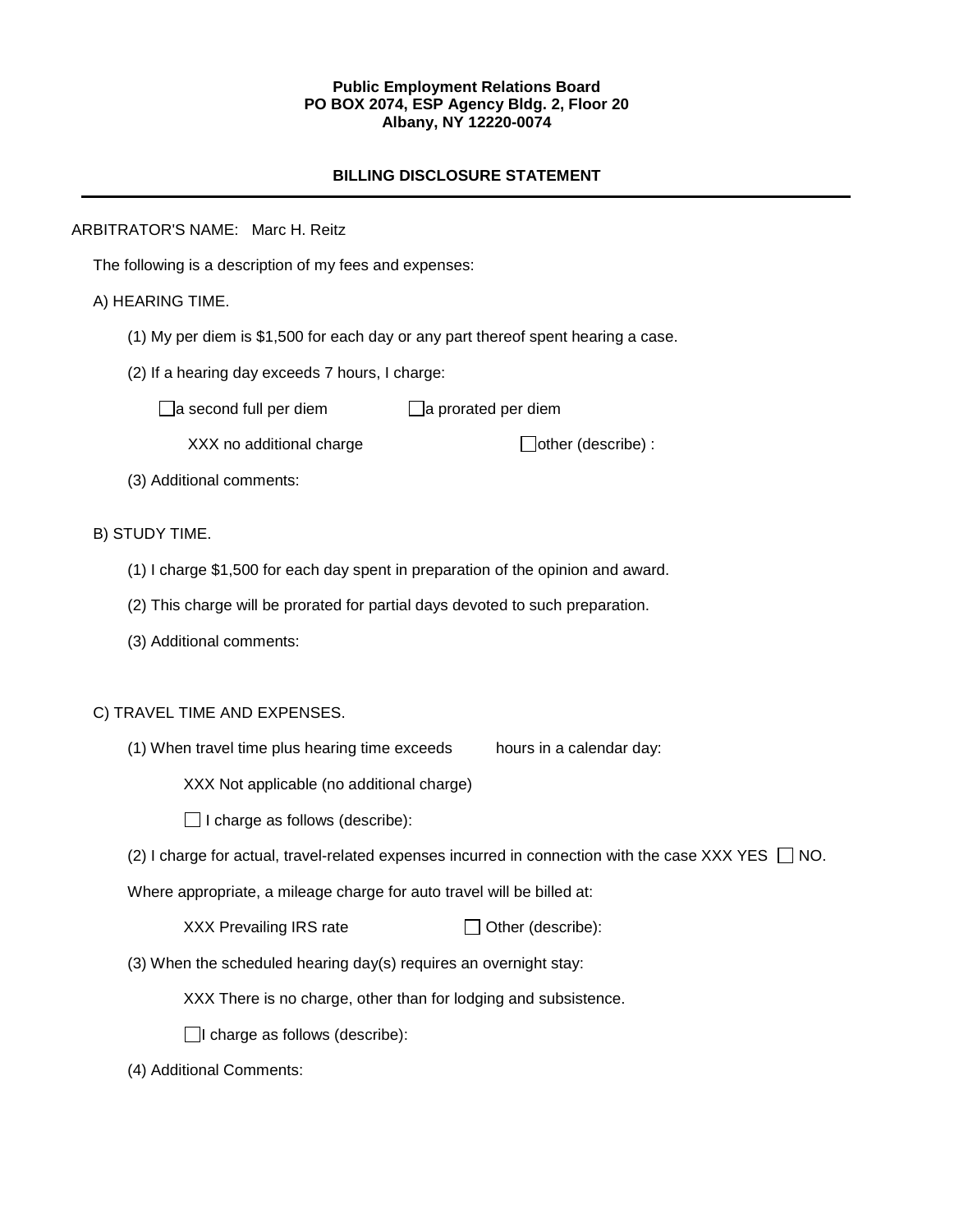**Public Employment Relations Board**
**PO BOX 2074, ESP Agency Bldg. 2, Floor 20**
**Albany, NY 12220-0074**

**BILLING DISCLOSURE STATEMENT**

---

ARBITRATOR'S NAME: Marc H. Reitz

The following is a description of my fees and expenses:

A) HEARING TIME.

(1) My per diem is $1,500 for each day or any part thereof spent hearing a case.

(2) If a hearing day exceeds 7 hours, I charge:

☐ a second full per diem ☐ a prorated per diem

XXX no additional charge ☐ other (describe) :

(3) Additional comments:

B) STUDY TIME.

(1) I charge $1,500 for each day spent in preparation of the opinion and award.

(2) This charge will be prorated for partial days devoted to such preparation.

(3) Additional comments:

C) TRAVEL TIME AND EXPENSES.

(1) When travel time plus hearing time exceeds hours in a calendar day:

XXX Not applicable (no additional charge)

☐ I charge as follows (describe):

(2) I charge for actual, travel-related expenses incurred in connection with the case XXX YES ☐ NO.

Where appropriate, a mileage charge for auto travel will be billed at:

XXX Prevailing IRS rate ☐ Other (describe):

(3) When the scheduled hearing day(s) requires an overnight stay:

XXX There is no charge, other than for lodging and subsistence.

☐ I charge as follows (describe):

(4) Additional Comments: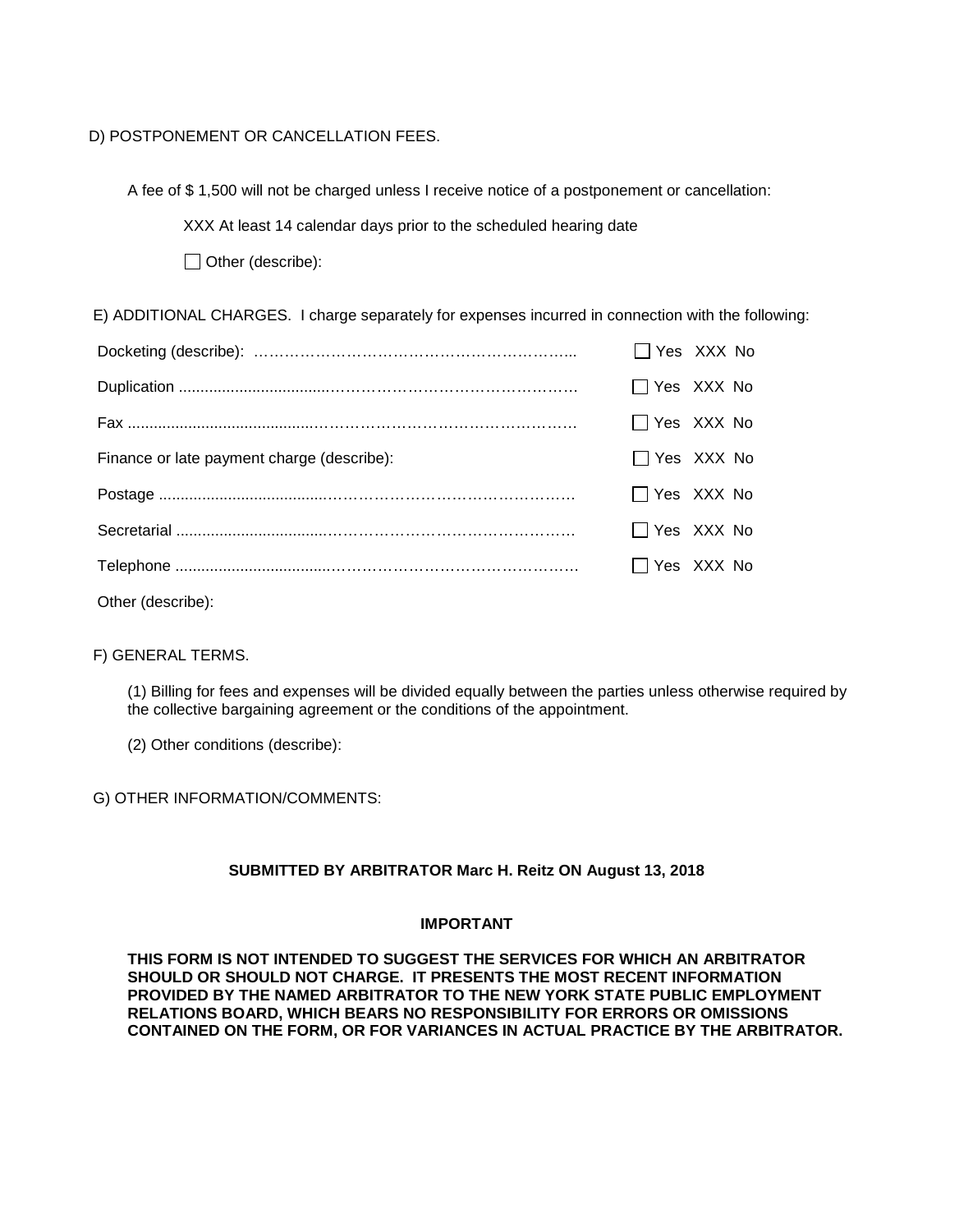D) POSTPONEMENT OR CANCELLATION FEES.

A fee of $ 1,500 will not be charged unless I receive notice of a postponement or cancellation:

XXX At least 14 calendar days prior to the scheduled hearing date

☐ Other (describe):

E) ADDITIONAL CHARGES. I charge separately for expenses incurred in connection with the following:

| | |
|---|---|
| Docketing (describe): | ☐ Yes XXX No |
| Duplication | ☐ Yes XXX No |
| Fax | ☐ Yes XXX No |
| Finance or late payment charge (describe): | ☐ Yes XXX No |
| Postage | ☐ Yes XXX No |
| Secretarial | ☐ Yes XXX No |
| Telephone | ☐ Yes XXX No |

Other (describe):

F) GENERAL TERMS.

(1) Billing for fees and expenses will be divided equally between the parties unless otherwise required by the collective bargaining agreement or the conditions of the appointment.

(2) Other conditions (describe):

G) OTHER INFORMATION/COMMENTS:

**SUBMITTED BY ARBITRATOR Marc H. Reitz ON August 13, 2018**

**IMPORTANT**

**THIS FORM IS NOT INTENDED TO SUGGEST THE SERVICES FOR WHICH AN ARBITRATOR SHOULD OR SHOULD NOT CHARGE. IT PRESENTS THE MOST RECENT INFORMATION PROVIDED BY THE NAMED ARBITRATOR TO THE NEW YORK STATE PUBLIC EMPLOYMENT RELATIONS BOARD, WHICH BEARS NO RESPONSIBILITY FOR ERRORS OR OMISSIONS CONTAINED ON THE FORM, OR FOR VARIANCES IN ACTUAL PRACTICE BY THE ARBITRATOR.**